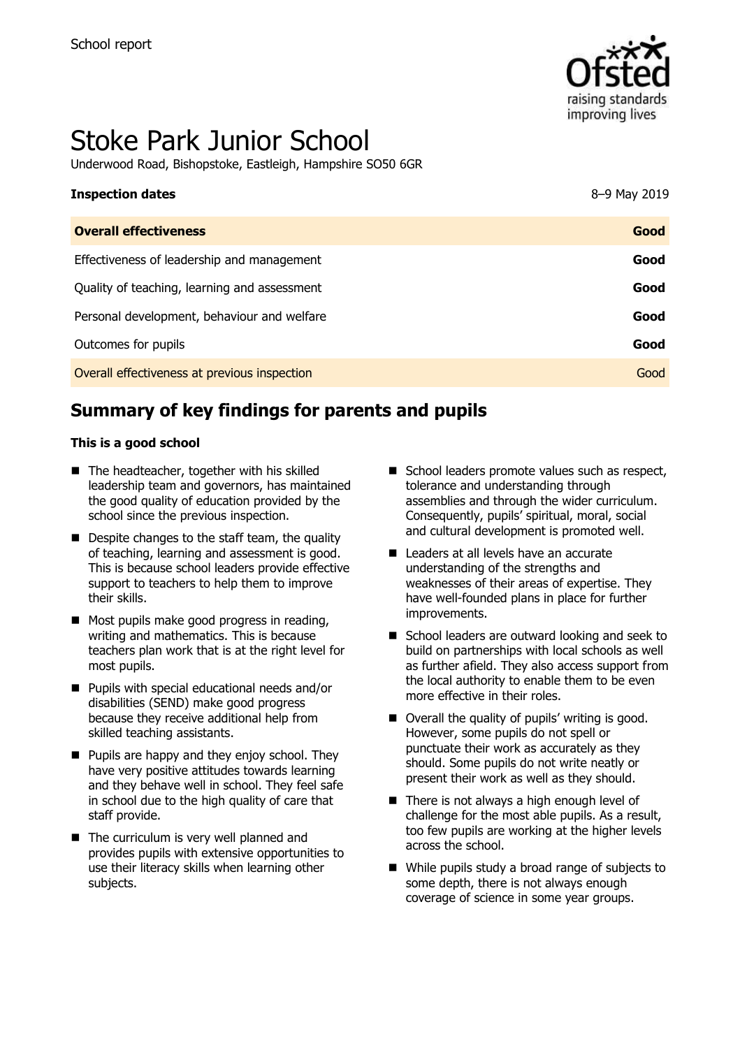School report

# Stoke Park Junior School

Underwood Road, Bishopstoke, Eastleigh, Hampshire SO50 6GR

| **Inspection dates** | 8–9 May 2019 |
| --- | --- |
| **Overall effectiveness** | **Good** |
| Effectiveness of leadership and management | **Good** |
| Quality of teaching, learning and assessment | **Good** |
| Personal development, behaviour and welfare | **Good** |
| Outcomes for pupils | **Good** |
| Overall effectiveness at previous inspection | Good |

## Summary of key findings for parents and pupils

**This is a good school**

- The headteacher, together with his skilled leadership team and governors, has maintained the good quality of education provided by the school since the previous inspection.
- Despite changes to the staff team, the quality of teaching, learning and assessment is good. This is because school leaders provide effective support to teachers to help them to improve their skills.
- Most pupils make good progress in reading, writing and mathematics. This is because teachers plan work that is at the right level for most pupils.
- Pupils with special educational needs and/or disabilities (SEND) make good progress because they receive additional help from skilled teaching assistants.
- Pupils are happy and they enjoy school. They have very positive attitudes towards learning and they behave well in school. They feel safe in school due to the high quality of care that staff provide.
- The curriculum is very well planned and provides pupils with extensive opportunities to use their literacy skills when learning other subjects.
- School leaders promote values such as respect, tolerance and understanding through assemblies and through the wider curriculum. Consequently, pupils' spiritual, moral, social and cultural development is promoted well.
- Leaders at all levels have an accurate understanding of the strengths and weaknesses of their areas of expertise. They have well-founded plans in place for further improvements.
- School leaders are outward looking and seek to build on partnerships with local schools as well as further afield. They also access support from the local authority to enable them to be even more effective in their roles.
- Overall the quality of pupils' writing is good. However, some pupils do not spell or punctuate their work as accurately as they should. Some pupils do not write neatly or present their work as well as they should.
- There is not always a high enough level of challenge for the most able pupils. As a result, too few pupils are working at the higher levels across the school.
- While pupils study a broad range of subjects to some depth, there is not always enough coverage of science in some year groups.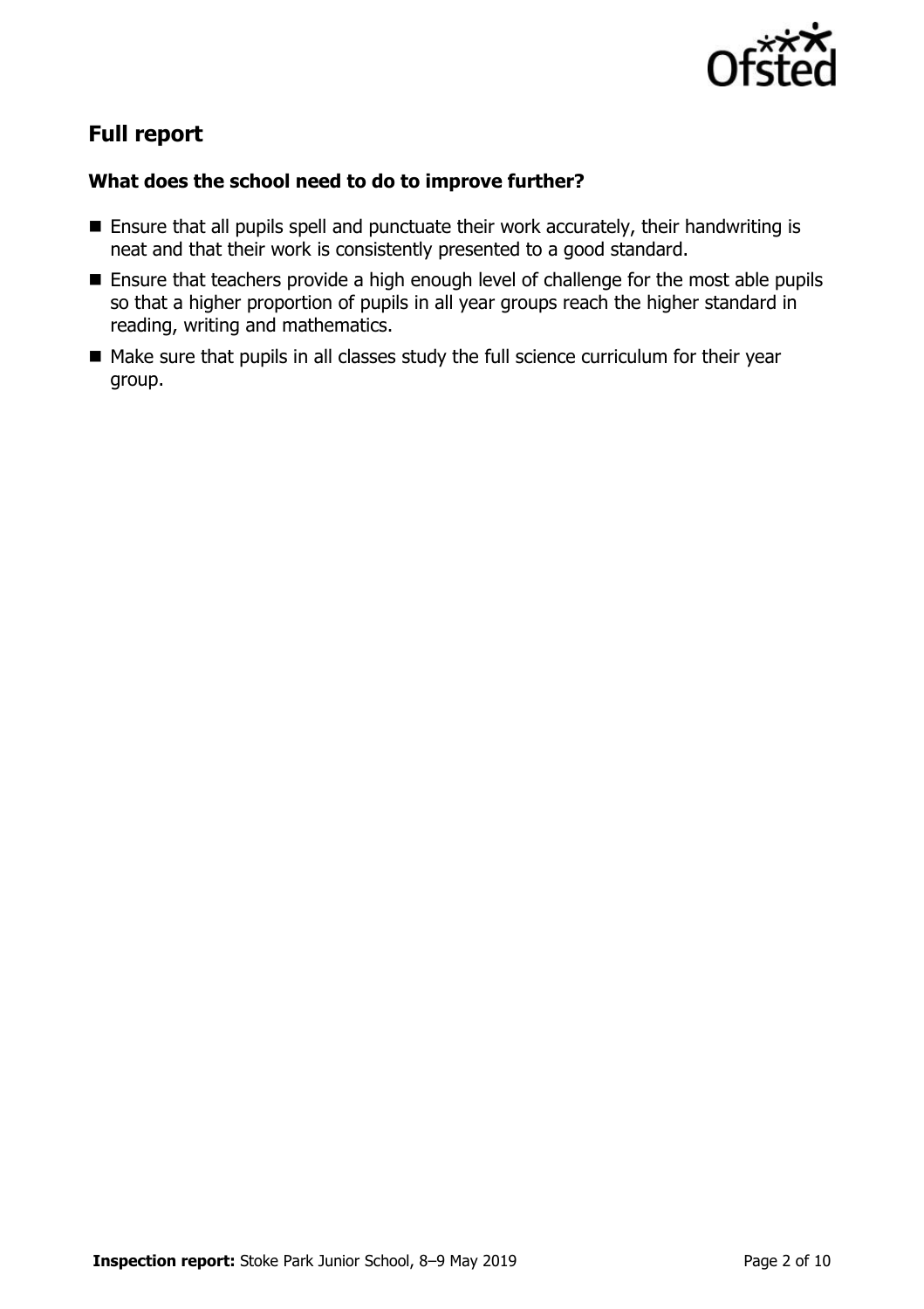## Full report

### What does the school need to do to improve further?

- Ensure that all pupils spell and punctuate their work accurately, their handwriting is neat and that their work is consistently presented to a good standard.
- Ensure that teachers provide a high enough level of challenge for the most able pupils so that a higher proportion of pupils in all year groups reach the higher standard in reading, writing and mathematics.
- Make sure that pupils in all classes study the full science curriculum for their year group.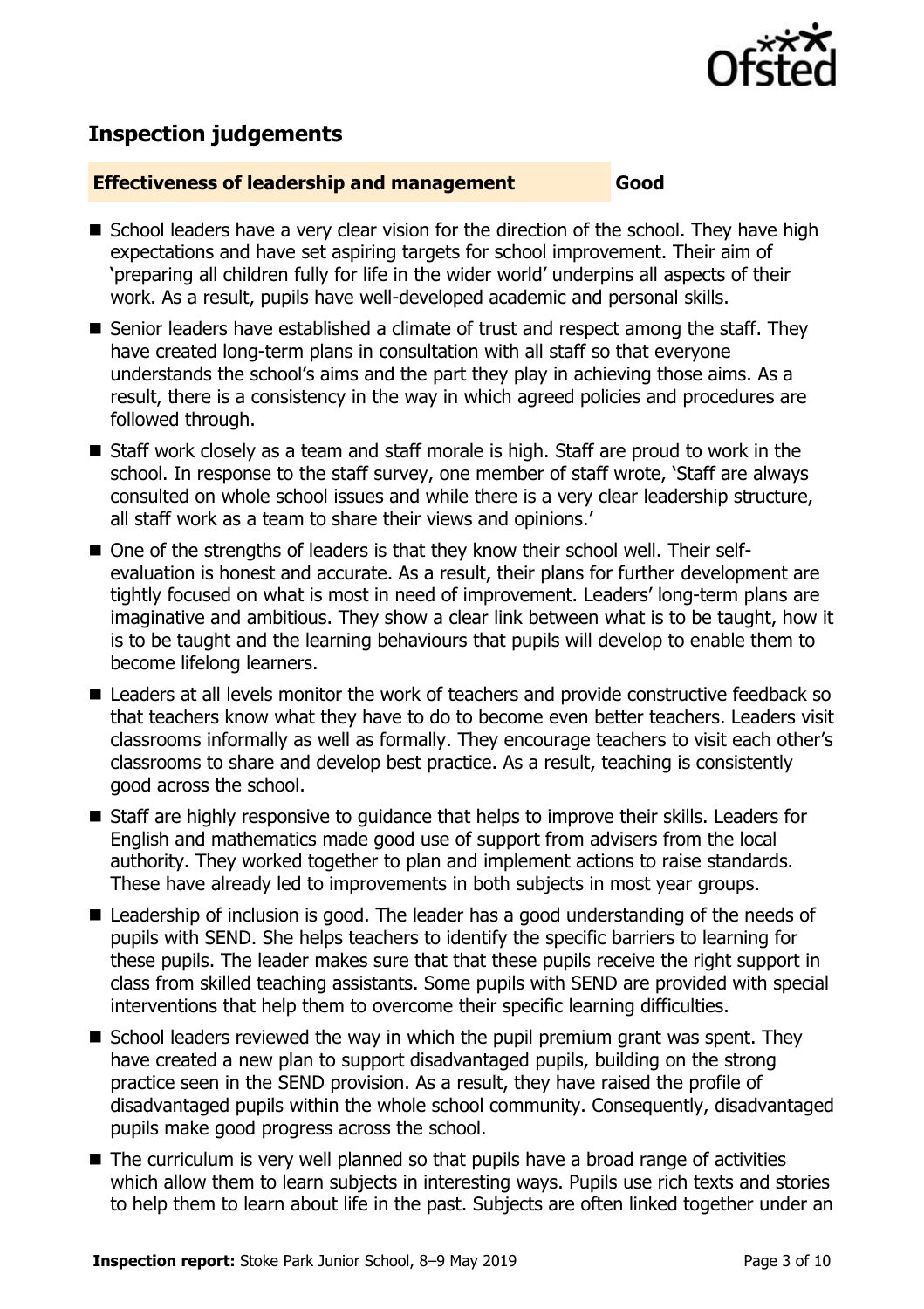## Inspection judgements

| **Effectiveness of leadership and management** | **Good** |
| --- | --- |

- School leaders have a very clear vision for the direction of the school. They have high expectations and have set aspiring targets for school improvement. Their aim of 'preparing all children fully for life in the wider world' underpins all aspects of their work. As a result, pupils have well-developed academic and personal skills.
- Senior leaders have established a climate of trust and respect among the staff. They have created long-term plans in consultation with all staff so that everyone understands the school's aims and the part they play in achieving those aims. As a result, there is a consistency in the way in which agreed policies and procedures are followed through.
- Staff work closely as a team and staff morale is high. Staff are proud to work in the school. In response to the staff survey, one member of staff wrote, 'Staff are always consulted on whole school issues and while there is a very clear leadership structure, all staff work as a team to share their views and opinions.'
- One of the strengths of leaders is that they know their school well. Their self-evaluation is honest and accurate. As a result, their plans for further development are tightly focused on what is most in need of improvement. Leaders' long-term plans are imaginative and ambitious. They show a clear link between what is to be taught, how it is to be taught and the learning behaviours that pupils will develop to enable them to become lifelong learners.
- Leaders at all levels monitor the work of teachers and provide constructive feedback so that teachers know what they have to do to become even better teachers. Leaders visit classrooms informally as well as formally. They encourage teachers to visit each other's classrooms to share and develop best practice. As a result, teaching is consistently good across the school.
- Staff are highly responsive to guidance that helps to improve their skills. Leaders for English and mathematics made good use of support from advisers from the local authority. They worked together to plan and implement actions to raise standards. These have already led to improvements in both subjects in most year groups.
- Leadership of inclusion is good. The leader has a good understanding of the needs of pupils with SEND. She helps teachers to identify the specific barriers to learning for these pupils. The leader makes sure that that these pupils receive the right support in class from skilled teaching assistants. Some pupils with SEND are provided with special interventions that help them to overcome their specific learning difficulties.
- School leaders reviewed the way in which the pupil premium grant was spent. They have created a new plan to support disadvantaged pupils, building on the strong practice seen in the SEND provision. As a result, they have raised the profile of disadvantaged pupils within the whole school community. Consequently, disadvantaged pupils make good progress across the school.
- The curriculum is very well planned so that pupils have a broad range of activities which allow them to learn subjects in interesting ways. Pupils use rich texts and stories to help them to learn about life in the past. Subjects are often linked together under an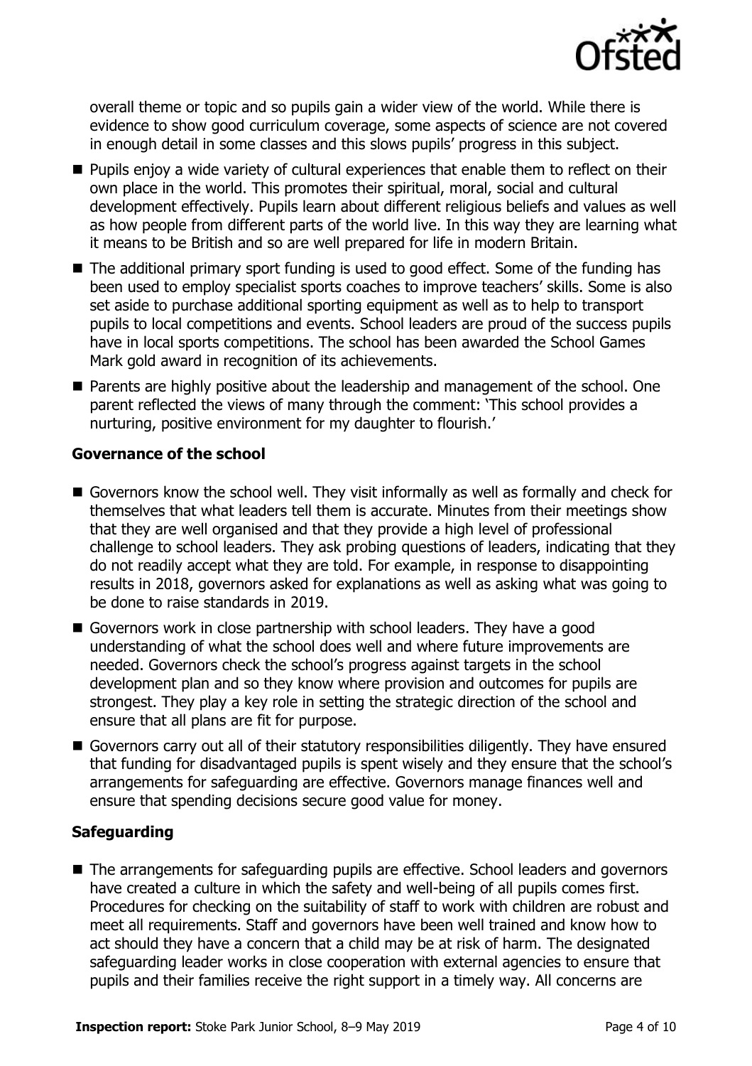overall theme or topic and so pupils gain a wider view of the world. While there is evidence to show good curriculum coverage, some aspects of science are not covered in enough detail in some classes and this slows pupils' progress in this subject.

- Pupils enjoy a wide variety of cultural experiences that enable them to reflect on their own place in the world. This promotes their spiritual, moral, social and cultural development effectively. Pupils learn about different religious beliefs and values as well as how people from different parts of the world live. In this way they are learning what it means to be British and so are well prepared for life in modern Britain.
- The additional primary sport funding is used to good effect. Some of the funding has been used to employ specialist sports coaches to improve teachers' skills. Some is also set aside to purchase additional sporting equipment as well as to help to transport pupils to local competitions and events. School leaders are proud of the success pupils have in local sports competitions. The school has been awarded the School Games Mark gold award in recognition of its achievements.
- Parents are highly positive about the leadership and management of the school. One parent reflected the views of many through the comment: 'This school provides a nurturing, positive environment for my daughter to flourish.'

### Governance of the school

- Governors know the school well. They visit informally as well as formally and check for themselves that what leaders tell them is accurate. Minutes from their meetings show that they are well organised and that they provide a high level of professional challenge to school leaders. They ask probing questions of leaders, indicating that they do not readily accept what they are told. For example, in response to disappointing results in 2018, governors asked for explanations as well as asking what was going to be done to raise standards in 2019.
- Governors work in close partnership with school leaders. They have a good understanding of what the school does well and where future improvements are needed. Governors check the school's progress against targets in the school development plan and so they know where provision and outcomes for pupils are strongest. They play a key role in setting the strategic direction of the school and ensure that all plans are fit for purpose.
- Governors carry out all of their statutory responsibilities diligently. They have ensured that funding for disadvantaged pupils is spent wisely and they ensure that the school's arrangements for safeguarding are effective. Governors manage finances well and ensure that spending decisions secure good value for money.

### Safeguarding

- The arrangements for safeguarding pupils are effective. School leaders and governors have created a culture in which the safety and well-being of all pupils comes first. Procedures for checking on the suitability of staff to work with children are robust and meet all requirements. Staff and governors have been well trained and know how to act should they have a concern that a child may be at risk of harm. The designated safeguarding leader works in close cooperation with external agencies to ensure that pupils and their families receive the right support in a timely way. All concerns are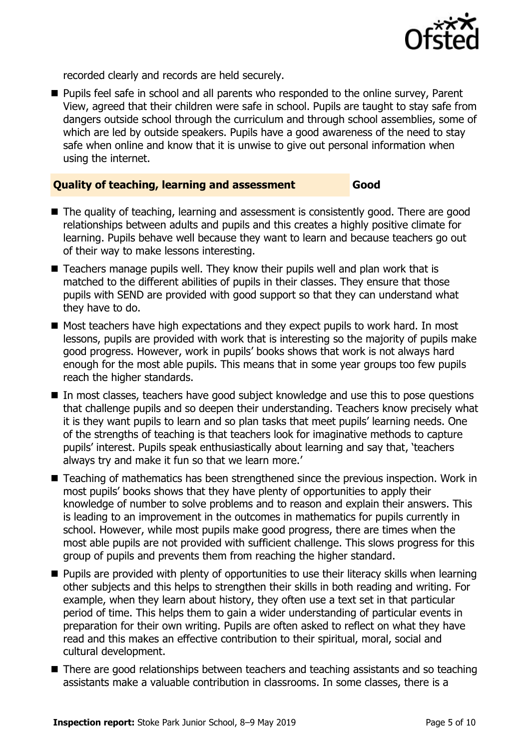recorded clearly and records are held securely.

- Pupils feel safe in school and all parents who responded to the online survey, Parent View, agreed that their children were safe in school. Pupils are taught to stay safe from dangers outside school through the curriculum and through school assemblies, some of which are led by outside speakers. Pupils have a good awareness of the need to stay safe when online and know that it is unwise to give out personal information when using the internet.

### Quality of teaching, learning and assessment — Good

- The quality of teaching, learning and assessment is consistently good. There are good relationships between adults and pupils and this creates a highly positive climate for learning. Pupils behave well because they want to learn and because teachers go out of their way to make lessons interesting.
- Teachers manage pupils well. They know their pupils well and plan work that is matched to the different abilities of pupils in their classes. They ensure that those pupils with SEND are provided with good support so that they can understand what they have to do.
- Most teachers have high expectations and they expect pupils to work hard. In most lessons, pupils are provided with work that is interesting so the majority of pupils make good progress. However, work in pupils' books shows that work is not always hard enough for the most able pupils. This means that in some year groups too few pupils reach the higher standards.
- In most classes, teachers have good subject knowledge and use this to pose questions that challenge pupils and so deepen their understanding. Teachers know precisely what it is they want pupils to learn and so plan tasks that meet pupils' learning needs. One of the strengths of teaching is that teachers look for imaginative methods to capture pupils' interest. Pupils speak enthusiastically about learning and say that, 'teachers always try and make it fun so that we learn more.'
- Teaching of mathematics has been strengthened since the previous inspection. Work in most pupils' books shows that they have plenty of opportunities to apply their knowledge of number to solve problems and to reason and explain their answers. This is leading to an improvement in the outcomes in mathematics for pupils currently in school. However, while most pupils make good progress, there are times when the most able pupils are not provided with sufficient challenge. This slows progress for this group of pupils and prevents them from reaching the higher standard.
- Pupils are provided with plenty of opportunities to use their literacy skills when learning other subjects and this helps to strengthen their skills in both reading and writing. For example, when they learn about history, they often use a text set in that particular period of time. This helps them to gain a wider understanding of particular events in preparation for their own writing. Pupils are often asked to reflect on what they have read and this makes an effective contribution to their spiritual, moral, social and cultural development.
- There are good relationships between teachers and teaching assistants and so teaching assistants make a valuable contribution in classrooms. In some classes, there is a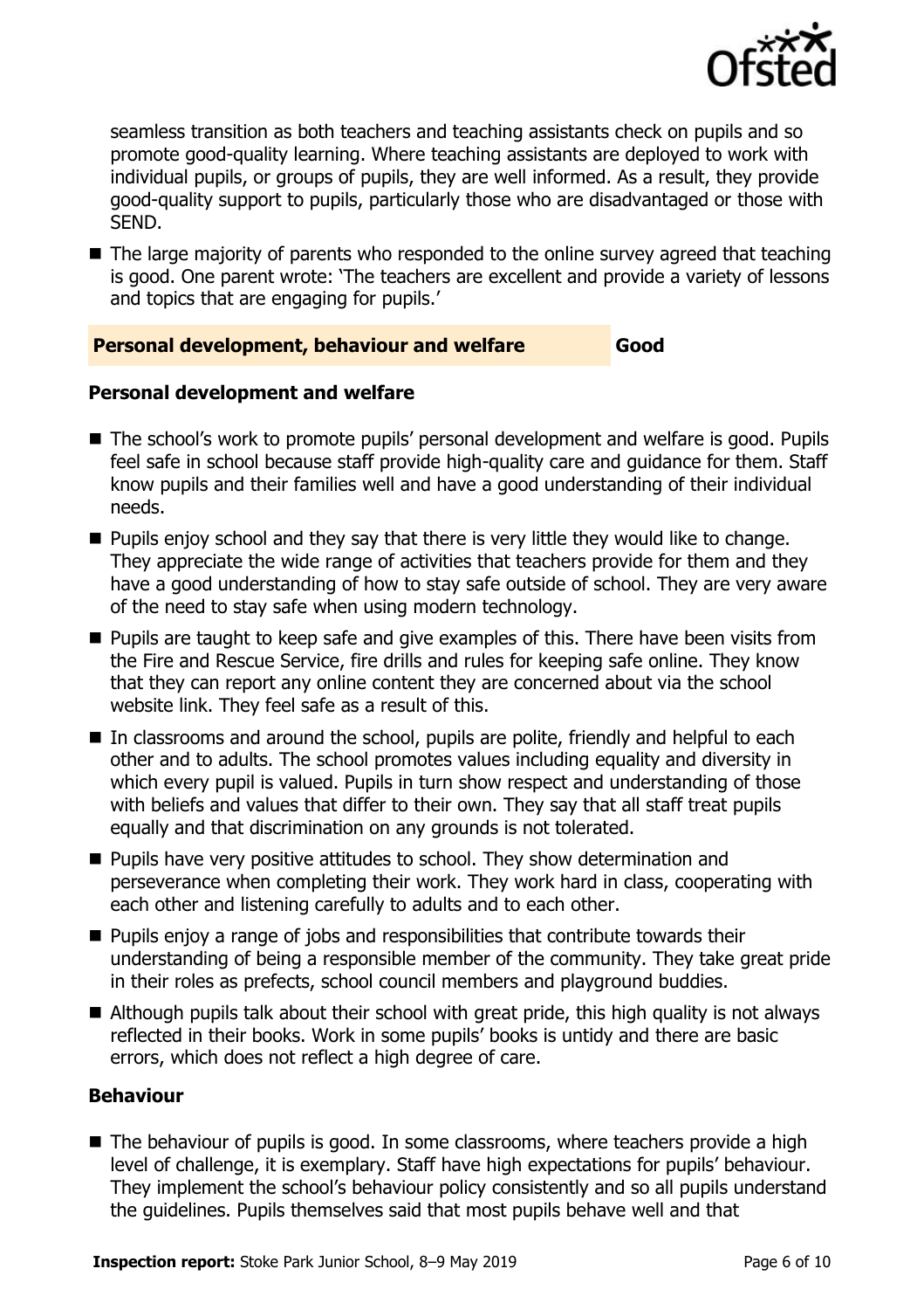seamless transition as both teachers and teaching assistants check on pupils and so promote good-quality learning. Where teaching assistants are deployed to work with individual pupils, or groups of pupils, they are well informed. As a result, they provide good-quality support to pupils, particularly those who are disadvantaged or those with SEND.

- The large majority of parents who responded to the online survey agreed that teaching is good. One parent wrote: 'The teachers are excellent and provide a variety of lessons and topics that are engaging for pupils.'

## Personal development, behaviour and welfare — Good

### Personal development and welfare

- The school's work to promote pupils' personal development and welfare is good. Pupils feel safe in school because staff provide high-quality care and guidance for them. Staff know pupils and their families well and have a good understanding of their individual needs.
- Pupils enjoy school and they say that there is very little they would like to change. They appreciate the wide range of activities that teachers provide for them and they have a good understanding of how to stay safe outside of school. They are very aware of the need to stay safe when using modern technology.
- Pupils are taught to keep safe and give examples of this. There have been visits from the Fire and Rescue Service, fire drills and rules for keeping safe online. They know that they can report any online content they are concerned about via the school website link. They feel safe as a result of this.
- In classrooms and around the school, pupils are polite, friendly and helpful to each other and to adults. The school promotes values including equality and diversity in which every pupil is valued. Pupils in turn show respect and understanding of those with beliefs and values that differ to their own. They say that all staff treat pupils equally and that discrimination on any grounds is not tolerated.
- Pupils have very positive attitudes to school. They show determination and perseverance when completing their work. They work hard in class, cooperating with each other and listening carefully to adults and to each other.
- Pupils enjoy a range of jobs and responsibilities that contribute towards their understanding of being a responsible member of the community. They take great pride in their roles as prefects, school council members and playground buddies.
- Although pupils talk about their school with great pride, this high quality is not always reflected in their books. Work in some pupils' books is untidy and there are basic errors, which does not reflect a high degree of care.

### Behaviour

- The behaviour of pupils is good. In some classrooms, where teachers provide a high level of challenge, it is exemplary. Staff have high expectations for pupils' behaviour. They implement the school's behaviour policy consistently and so all pupils understand the guidelines. Pupils themselves said that most pupils behave well and that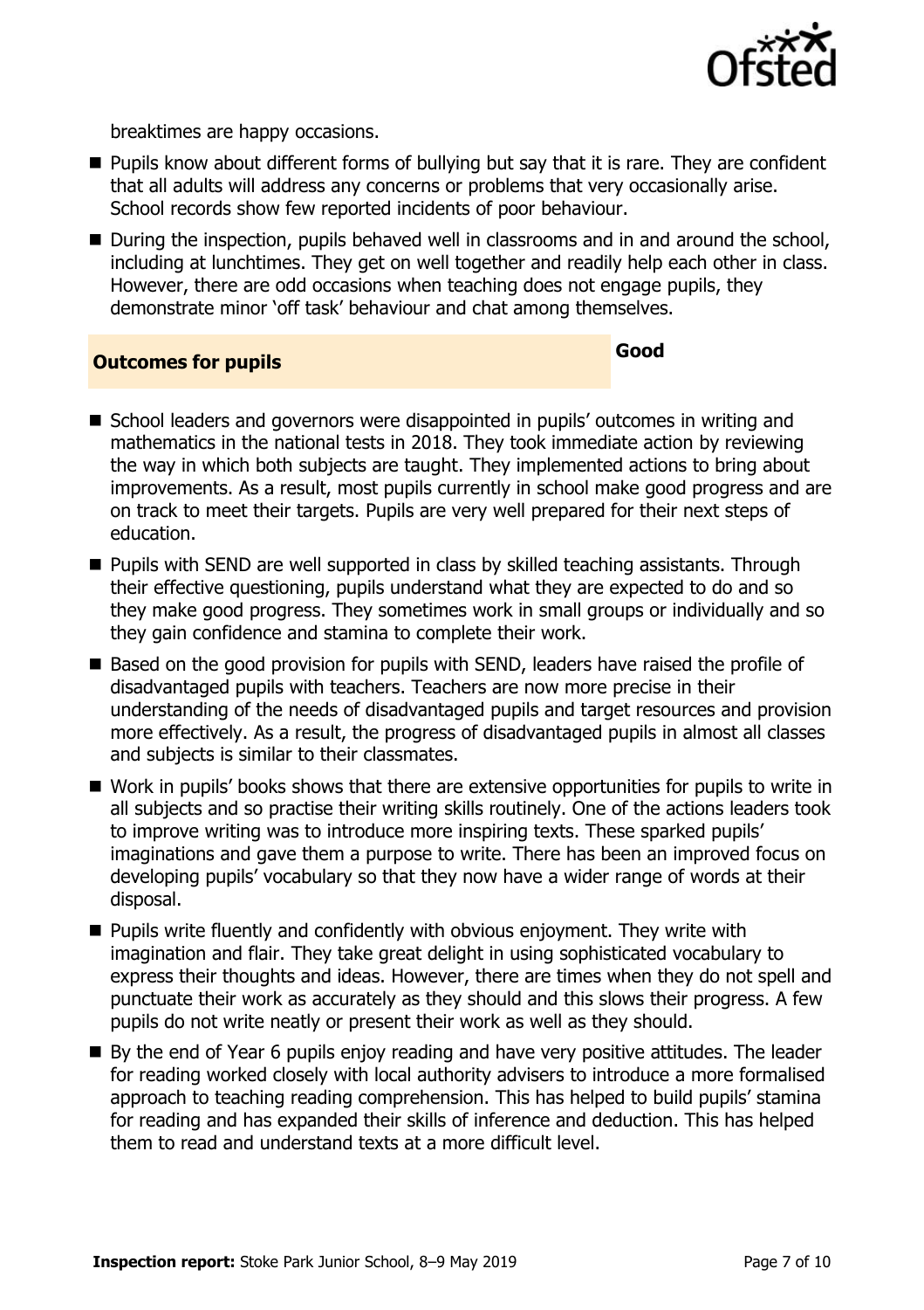breaktimes are happy occasions.

- Pupils know about different forms of bullying but say that it is rare. They are confident that all adults will address any concerns or problems that very occasionally arise. School records show few reported incidents of poor behaviour.
- During the inspection, pupils behaved well in classrooms and in and around the school, including at lunchtimes. They get on well together and readily help each other in class. However, there are odd occasions when teaching does not engage pupils, they demonstrate minor 'off task' behaviour and chat among themselves.

## Outcomes for pupils — Good

- School leaders and governors were disappointed in pupils' outcomes in writing and mathematics in the national tests in 2018. They took immediate action by reviewing the way in which both subjects are taught. They implemented actions to bring about improvements. As a result, most pupils currently in school make good progress and are on track to meet their targets. Pupils are very well prepared for their next steps of education.
- Pupils with SEND are well supported in class by skilled teaching assistants. Through their effective questioning, pupils understand what they are expected to do and so they make good progress. They sometimes work in small groups or individually and so they gain confidence and stamina to complete their work.
- Based on the good provision for pupils with SEND, leaders have raised the profile of disadvantaged pupils with teachers. Teachers are now more precise in their understanding of the needs of disadvantaged pupils and target resources and provision more effectively. As a result, the progress of disadvantaged pupils in almost all classes and subjects is similar to their classmates.
- Work in pupils' books shows that there are extensive opportunities for pupils to write in all subjects and so practise their writing skills routinely. One of the actions leaders took to improve writing was to introduce more inspiring texts. These sparked pupils' imaginations and gave them a purpose to write. There has been an improved focus on developing pupils' vocabulary so that they now have a wider range of words at their disposal.
- Pupils write fluently and confidently with obvious enjoyment. They write with imagination and flair. They take great delight in using sophisticated vocabulary to express their thoughts and ideas. However, there are times when they do not spell and punctuate their work as accurately as they should and this slows their progress. A few pupils do not write neatly or present their work as well as they should.
- By the end of Year 6 pupils enjoy reading and have very positive attitudes. The leader for reading worked closely with local authority advisers to introduce a more formalised approach to teaching reading comprehension. This has helped to build pupils' stamina for reading and has expanded their skills of inference and deduction. This has helped them to read and understand texts at a more difficult level.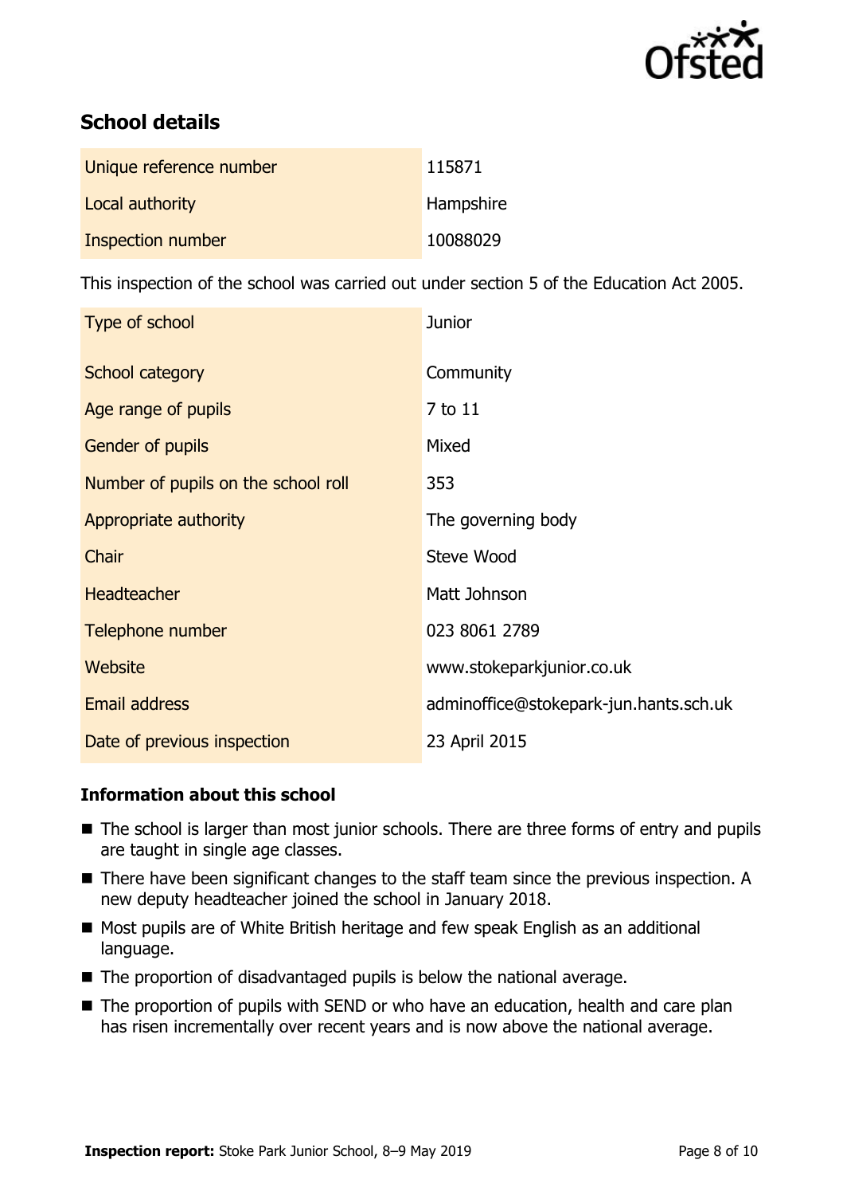## School details

| | |
|---|---|
| Unique reference number | 115871 |
| Local authority | Hampshire |
| Inspection number | 10088029 |

This inspection of the school was carried out under section 5 of the Education Act 2005.

| | |
|---|---|
| Type of school | Junior |
| School category | Community |
| Age range of pupils | 7 to 11 |
| Gender of pupils | Mixed |
| Number of pupils on the school roll | 353 |
| Appropriate authority | The governing body |
| Chair | Steve Wood |
| Headteacher | Matt Johnson |
| Telephone number | 023 8061 2789 |
| Website | www.stokeparkjunior.co.uk |
| Email address | adminoffice@stokepark-jun.hants.sch.uk |
| Date of previous inspection | 23 April 2015 |

### Information about this school

- The school is larger than most junior schools. There are three forms of entry and pupils are taught in single age classes.
- There have been significant changes to the staff team since the previous inspection. A new deputy headteacher joined the school in January 2018.
- Most pupils are of White British heritage and few speak English as an additional language.
- The proportion of disadvantaged pupils is below the national average.
- The proportion of pupils with SEND or who have an education, health and care plan has risen incrementally over recent years and is now above the national average.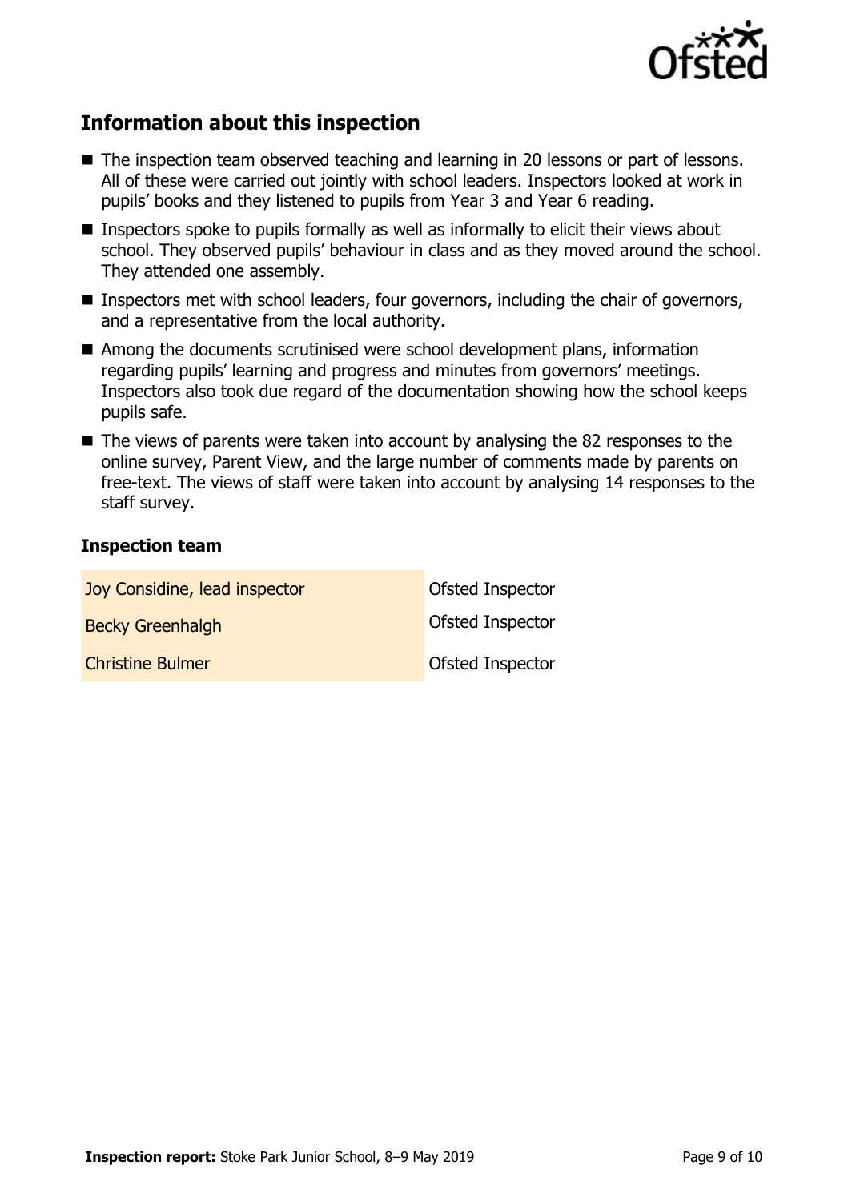## Information about this inspection

- The inspection team observed teaching and learning in 20 lessons or part of lessons. All of these were carried out jointly with school leaders. Inspectors looked at work in pupils' books and they listened to pupils from Year 3 and Year 6 reading.
- Inspectors spoke to pupils formally as well as informally to elicit their views about school. They observed pupils' behaviour in class and as they moved around the school. They attended one assembly.
- Inspectors met with school leaders, four governors, including the chair of governors, and a representative from the local authority.
- Among the documents scrutinised were school development plans, information regarding pupils' learning and progress and minutes from governors' meetings. Inspectors also took due regard of the documentation showing how the school keeps pupils safe.
- The views of parents were taken into account by analysing the 82 responses to the online survey, Parent View, and the large number of comments made by parents on free-text. The views of staff were taken into account by analysing 14 responses to the staff survey.

### Inspection team

| | |
|---|---|
| Joy Considine, lead inspector | Ofsted Inspector |
| Becky Greenhalgh | Ofsted Inspector |
| Christine Bulmer | Ofsted Inspector |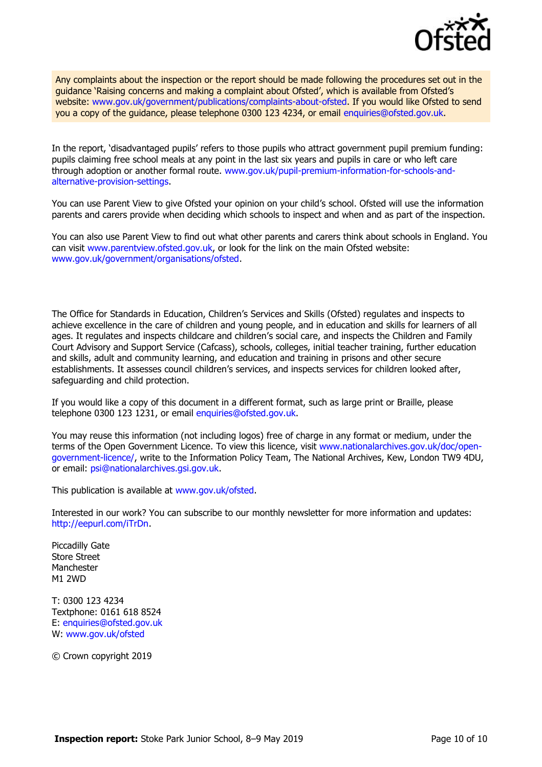Any complaints about the inspection or the report should be made following the procedures set out in the guidance 'Raising concerns and making a complaint about Ofsted', which is available from Ofsted's website: www.gov.uk/government/publications/complaints-about-ofsted. If you would like Ofsted to send you a copy of the guidance, please telephone 0300 123 4234, or email enquiries@ofsted.gov.uk.

In the report, 'disadvantaged pupils' refers to those pupils who attract government pupil premium funding: pupils claiming free school meals at any point in the last six years and pupils in care or who left care through adoption or another formal route. www.gov.uk/pupil-premium-information-for-schools-and-alternative-provision-settings.

You can use Parent View to give Ofsted your opinion on your child's school. Ofsted will use the information parents and carers provide when deciding which schools to inspect and when and as part of the inspection.

You can also use Parent View to find out what other parents and carers think about schools in England. You can visit www.parentview.ofsted.gov.uk, or look for the link on the main Ofsted website: www.gov.uk/government/organisations/ofsted.

The Office for Standards in Education, Children's Services and Skills (Ofsted) regulates and inspects to achieve excellence in the care of children and young people, and in education and skills for learners of all ages. It regulates and inspects childcare and children's social care, and inspects the Children and Family Court Advisory and Support Service (Cafcass), schools, colleges, initial teacher training, further education and skills, adult and community learning, and education and training in prisons and other secure establishments. It assesses council children's services, and inspects services for children looked after, safeguarding and child protection.

If you would like a copy of this document in a different format, such as large print or Braille, please telephone 0300 123 1231, or email enquiries@ofsted.gov.uk.

You may reuse this information (not including logos) free of charge in any format or medium, under the terms of the Open Government Licence. To view this licence, visit www.nationalarchives.gov.uk/doc/open-government-licence/, write to the Information Policy Team, The National Archives, Kew, London TW9 4DU, or email: psi@nationalarchives.gsi.gov.uk.

This publication is available at www.gov.uk/ofsted.

Interested in our work? You can subscribe to our monthly newsletter for more information and updates: http://eepurl.com/iTrDn.

Piccadilly Gate
Store Street
Manchester
M1 2WD

T: 0300 123 4234
Textphone: 0161 618 8524
E: enquiries@ofsted.gov.uk
W: www.gov.uk/ofsted

© Crown copyright 2019